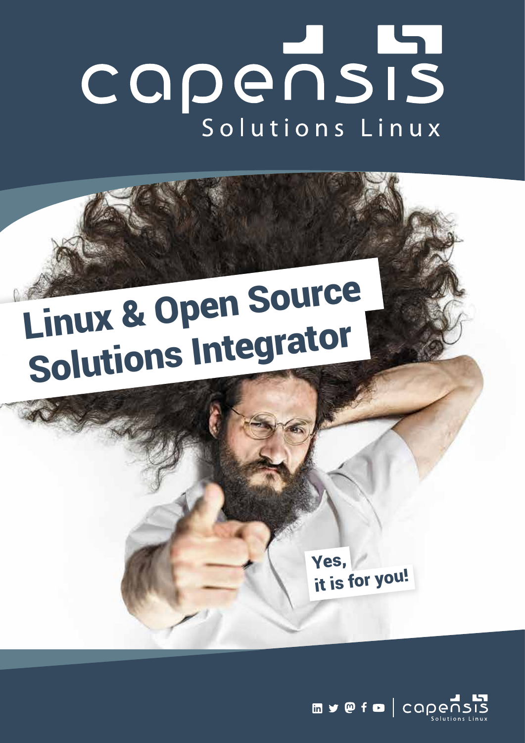# capensis

Solutions Linux

## Linux & Open Source Solutions Integrator

Yes, it is for you!

capensis Solutions Linux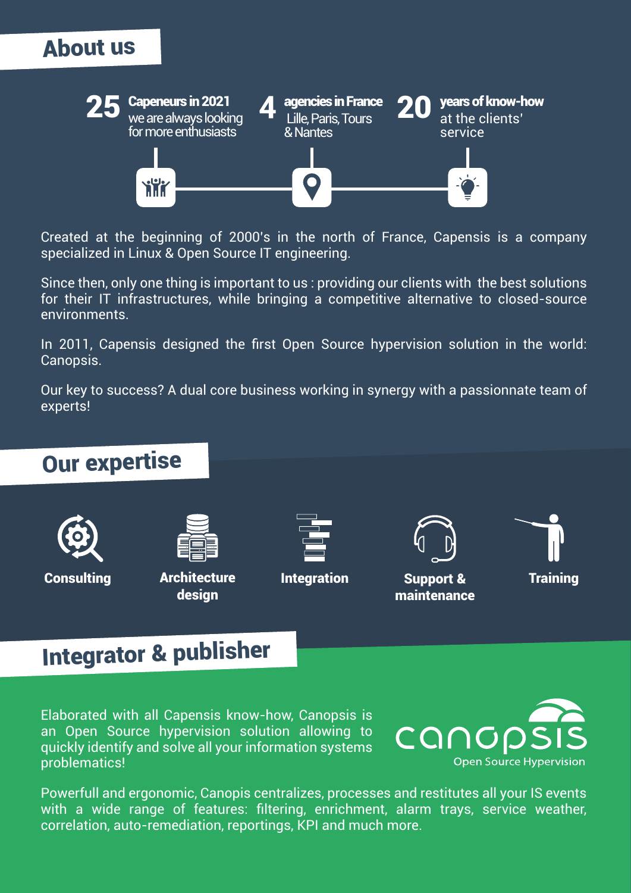## About us

**25** **Capeneurs in 2021**
we are always looking for more enthusiasts

**4** **agencies in France**
Lille, Paris, Tours & Nantes

**20** **years of know-how**
at the clients' service

Created at the beginning of 2000's in the north of France, Capensis is a company specialized in Linux & Open Source IT engineering.

Since then, only one thing is important to us : providing our clients with the best solutions for their IT infrastructures, while bringing a competitive alternative to closed-source environments.

In 2011, Capensis designed the first Open Source hypervision solution in the world: Canopsis.

Our key to success? A dual core business working in synergy with a passionnate team of experts!

## Our expertise

- **Consulting**
- **Architecture design**
- **Integration**
- **Support & maintenance**
- **Training**

## Integrator & publisher

Elaborated with all Capensis know-how, Canopsis is an Open Source hypervision solution allowing to quickly identify and solve all your information systems problematics!

canopsis
Open Source Hypervision

Powerfull and ergonomic, Canopis centralizes, processes and restitutes all your IS events with a wide range of features: filtering, enrichment, alarm trays, service weather, correlation, auto-remediation, reportings, KPI and much more.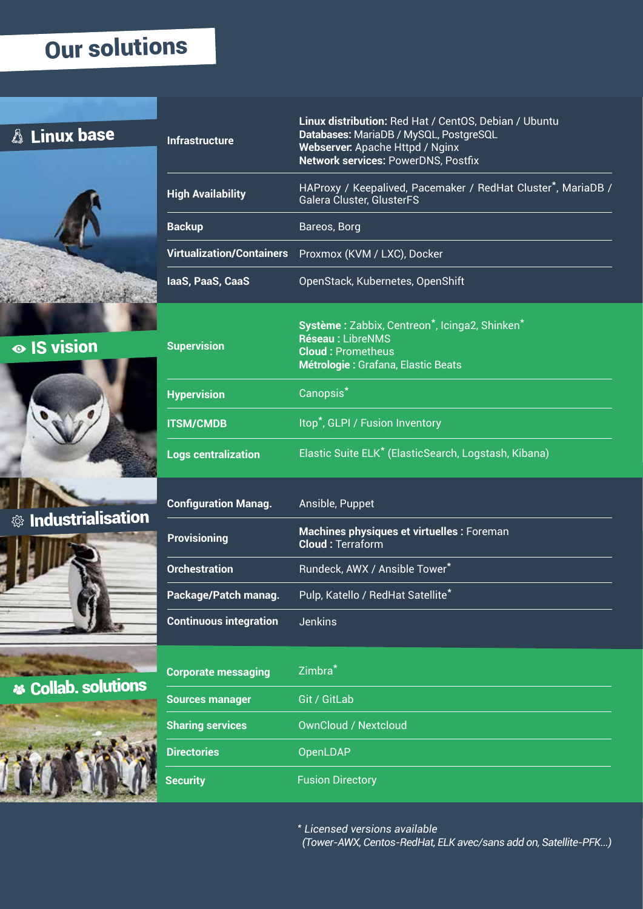# Our solutions

## Linux base

| | |
|---|---|
| **Infrastructure** | **Linux distribution:** Red Hat / CentOS, Debian / Ubuntu<br>**Databases:** MariaDB / MySQL, PostgreSQL<br>**Webserver:** Apache Httpd / Nginx<br>**Network services:** PowerDNS, Postfix |
| **High Availability** | HAProxy / Keepalived, Pacemaker / RedHat Cluster*, MariaDB / Galera Cluster, GlusterFS |
| **Backup** | Bareos, Borg |
| **Virtualization/Containers** | Proxmox (KVM / LXC), Docker |
| **IaaS, PaaS, CaaS** | OpenStack, Kubernetes, OpenShift |

## IS vision

| | |
|---|---|
| **Supervision** | **Système :** Zabbix, Centreon*, Icinga2, Shinken*<br>**Réseau :** LibreNMS<br>**Cloud :** Prometheus<br>**Métrologie :** Grafana, Elastic Beats |
| **Hypervision** | Canopsis* |
| **ITSM/CMDB** | Itop*, GLPI / Fusion Inventory |
| **Logs centralization** | Elastic Suite ELK* (ElasticSearch, Logstash, Kibana) |

## Industrialisation

| | |
|---|---|
| **Configuration Manag.** | Ansible, Puppet |
| **Provisioning** | **Machines physiques et virtuelles :** Foreman<br>**Cloud :** Terraform |
| **Orchestration** | Rundeck, AWX / Ansible Tower* |
| **Package/Patch manag.** | Pulp, Katello / RedHat Satellite* |
| **Continuous integration** | Jenkins |

## Collab. solutions

| | |
|---|---|
| **Corporate messaging** | Zimbra* |
| **Sources manager** | Git / GitLab |
| **Sharing services** | OwnCloud / Nextcloud |
| **Directories** | OpenLDAP |
| **Security** | Fusion Directory |

*\* Licensed versions available*
*(Tower-AWX, Centos-RedHat, ELK avec/sans add on, Satellite-PFK...)*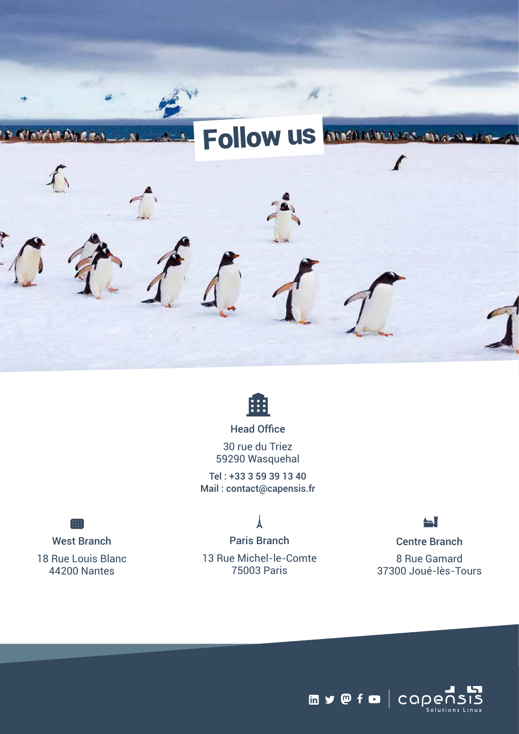# Follow us

## Head Office

30 rue du Triez
59290 Wasquehal

Tel : +33 3 59 39 13 40
Mail : contact@capensis.fr

## West Branch

18 Rue Louis Blanc
44200 Nantes

## Paris Branch

13 Rue Michel-le-Comte
75003 Paris

## Centre Branch

8 Rue Gamard
37300 Joué-lès-Tours

capensis
Solutions Linux